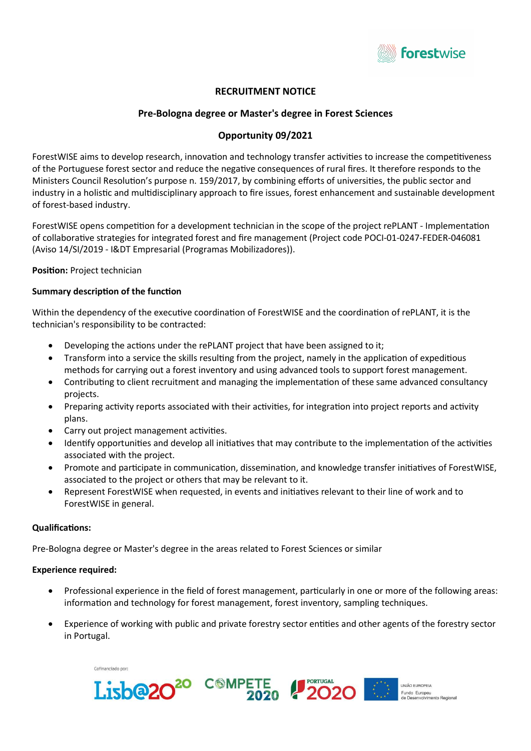# RECRUITMENT NOTICE

## Pre-Bologna degree or Master's degree in Forest Sciences

## Opportunity 09/2021

ForestWISE aims to develop research, innovation and technology transfer activities to increase the competitiveness of the Portuguese forest sector and reduce the negative consequences of rural fires. It therefore responds to the Ministers Council Resolution's purpose n. 159/2017, by combining efforts of universities, the public sector and industry in a holistic and multidisciplinary approach to fire issues, forest enhancement and sustainable development of forest-based industry.

ForestWISE opens competition for a development technician in the scope of the project rePLANT - Implementation of collaborative strategies for integrated forest and fire management (Project code POCI-01-0247-FEDER-046081 (Aviso 14/SI/2019 - I&DT Empresarial (Programas Mobilizadores)).

**Position:** Project technician

**Summary description of the function**

Within the dependency of the executive coordination of ForestWISE and the coordination of rePLANT, it is the technician's responsibility to be contracted:

- Developing the actions under the rePLANT project that have been assigned to it;
- Transform into a service the skills resulting from the project, namely in the application of expeditious methods for carrying out a forest inventory and using advanced tools to support forest management.
- Contributing to client recruitment and managing the implementation of these same advanced consultancy projects.
- Preparing activity reports associated with their activities, for integration into project reports and activity plans.
- Carry out project management activities.
- Identify opportunities and develop all initiatives that may contribute to the implementation of the activities associated with the project.
- Promote and participate in communication, dissemination, and knowledge transfer initiatives of ForestWISE, associated to the project or others that may be relevant to it.
- Represent ForestWISE when requested, in events and initiatives relevant to their line of work and to ForestWISE in general.

**Qualifications:**

Pre-Bologna degree or Master's degree in the areas related to Forest Sciences or similar

**Experience required:**

- Professional experience in the field of forest management, particularly in one or more of the following areas: information and technology for forest management, forest inventory, sampling techniques.
- Experience of working with public and private forestry sector entities and other agents of the forestry sector in Portugal.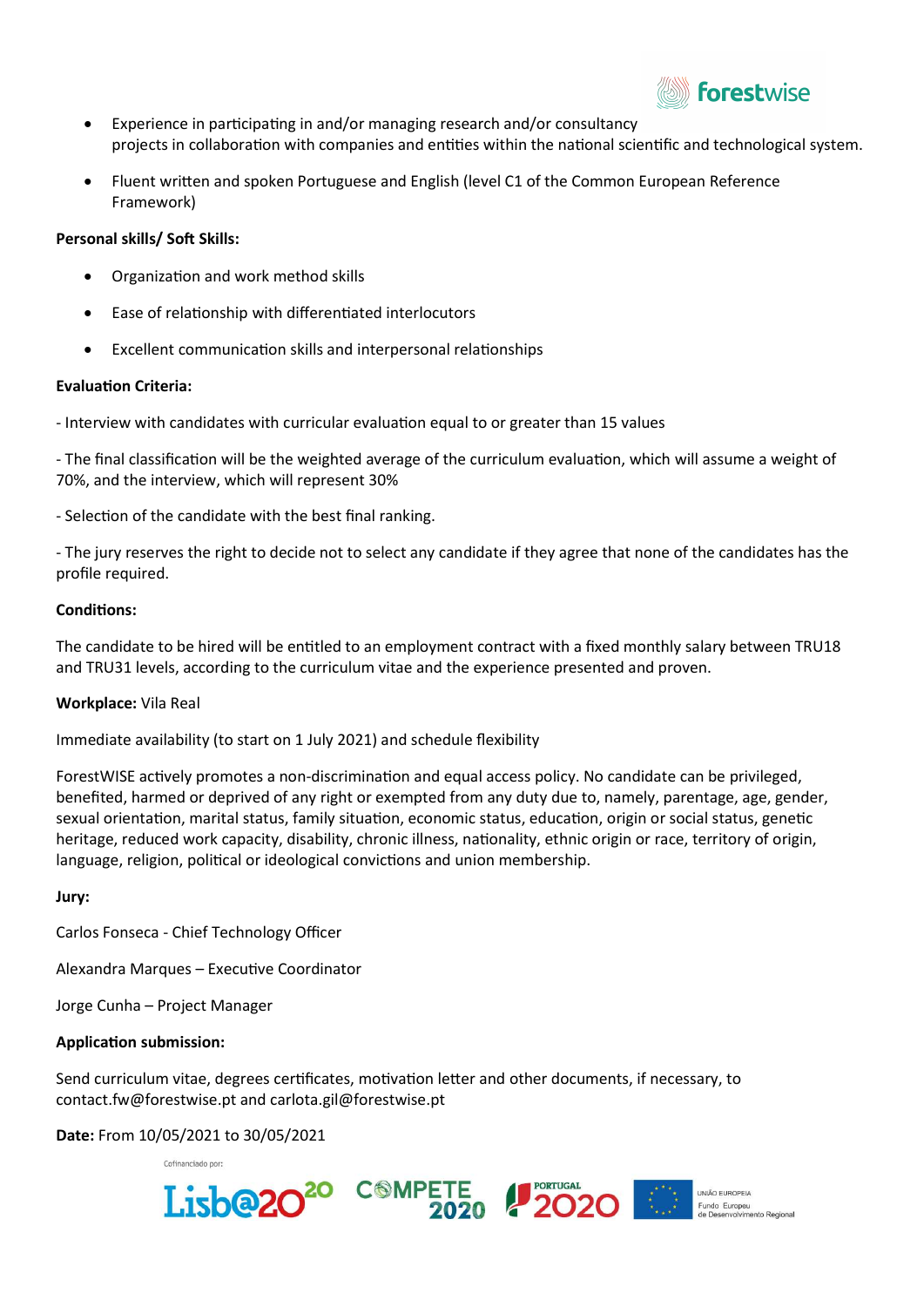- Experience in participating in and/or managing research and/or consultancy projects in collaboration with companies and entities within the national scientific and technological system.
- Fluent written and spoken Portuguese and English (level C1 of the Common European Reference Framework)

**Personal skills/ Soft Skills:**

- Organization and work method skills
- Ease of relationship with differentiated interlocutors
- Excellent communication skills and interpersonal relationships

**Evaluation Criteria:**

- Interview with candidates with curricular evaluation equal to or greater than 15 values

- The final classification will be the weighted average of the curriculum evaluation, which will assume a weight of 70%, and the interview, which will represent 30%

- Selection of the candidate with the best final ranking.

- The jury reserves the right to decide not to select any candidate if they agree that none of the candidates has the profile required.

**Conditions:**

The candidate to be hired will be entitled to an employment contract with a fixed monthly salary between TRU18 and TRU31 levels, according to the curriculum vitae and the experience presented and proven.

**Workplace:** Vila Real

Immediate availability (to start on 1 July 2021) and schedule flexibility

ForestWISE actively promotes a non-discrimination and equal access policy. No candidate can be privileged, benefited, harmed or deprived of any right or exempted from any duty due to, namely, parentage, age, gender, sexual orientation, marital status, family situation, economic status, education, origin or social status, genetic heritage, reduced work capacity, disability, chronic illness, nationality, ethnic origin or race, territory of origin, language, religion, political or ideological convictions and union membership.

**Jury:**

Carlos Fonseca - Chief Technology Officer

Alexandra Marques – Executive Coordinator

Jorge Cunha – Project Manager

**Application submission:**

Send curriculum vitae, degrees certificates, motivation letter and other documents, if necessary, to contact.fw@forestwise.pt and carlota.gil@forestwise.pt

**Date:** From 10/05/2021 to 30/05/2021

Cofinanciado por: